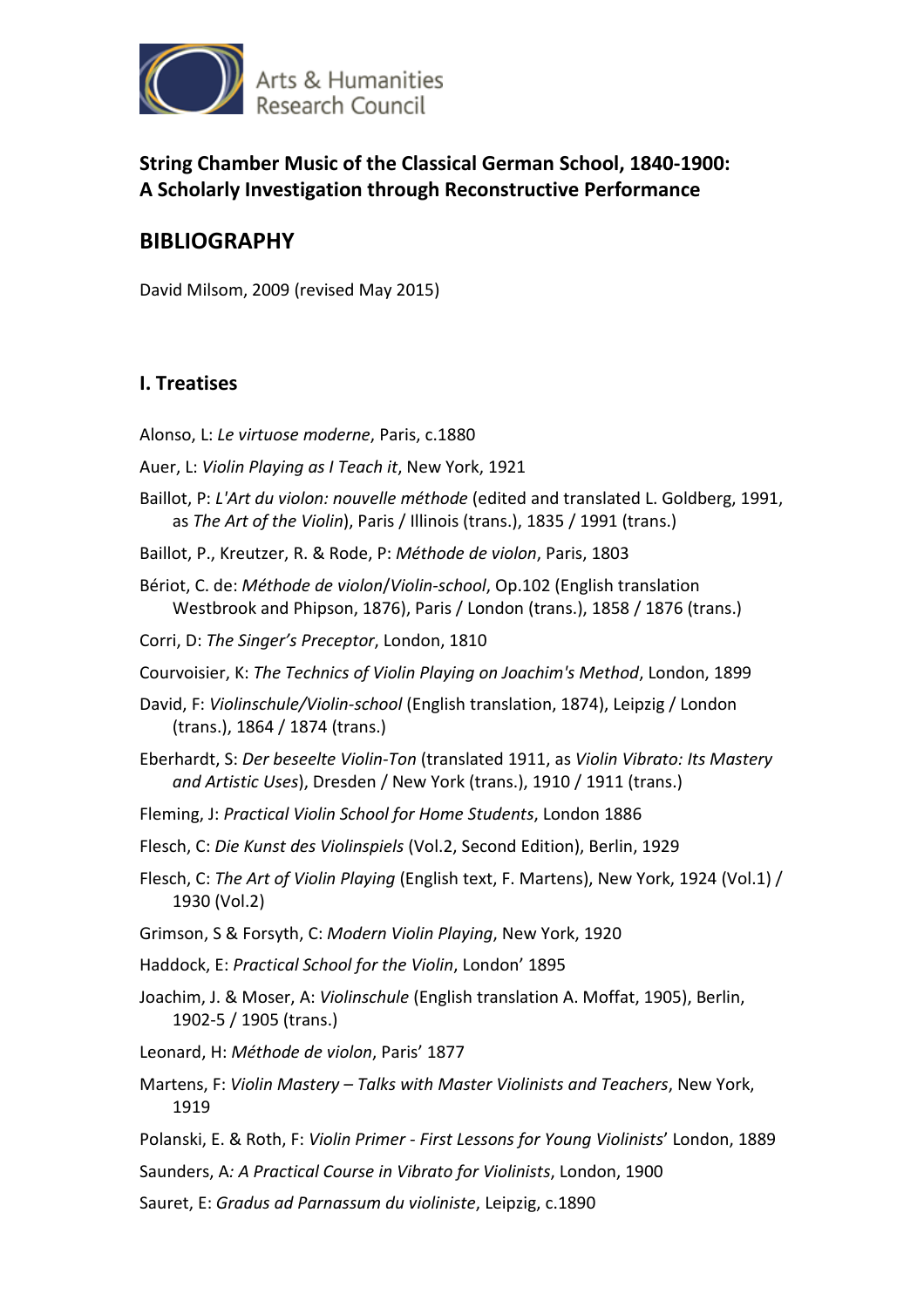Arts & Humanities Research Council

**String Chamber Music of the Classical German School, 1840-1900: A Scholarly Investigation through Reconstructive Performance**

# BIBLIOGRAPHY

David Milsom, 2009 (revised May 2015)

## I. Treatises

Alonso, L: *Le virtuose moderne*, Paris, c.1880

Auer, L: *Violin Playing as I Teach it*, New York, 1921

Baillot, P: *L'Art du violon: nouvelle méthode* (edited and translated L. Goldberg, 1991, as *The Art of the Violin*), Paris / Illinois (trans.), 1835 / 1991 (trans.)

Baillot, P., Kreutzer, R. & Rode, P: *Méthode de violon*, Paris, 1803

Bériot, C. de: *Méthode de violon*/*Violin-school*, Op.102 (English translation Westbrook and Phipson, 1876), Paris / London (trans.), 1858 / 1876 (trans.)

Corri, D: *The Singer's Preceptor*, London, 1810

Courvoisier, K: *The Technics of Violin Playing on Joachim's Method*, London, 1899

David, F: *Violinschule/Violin-school* (English translation, 1874), Leipzig / London (trans.), 1864 / 1874 (trans.)

Eberhardt, S: *Der beseelte Violin-Ton* (translated 1911, as *Violin Vibrato: Its Mastery and Artistic Uses*), Dresden / New York (trans.), 1910 / 1911 (trans.)

Fleming, J: *Practical Violin School for Home Students*, London 1886

Flesch, C: *Die Kunst des Violinspiels* (Vol.2, Second Edition), Berlin, 1929

Flesch, C: *The Art of Violin Playing* (English text, F. Martens), New York, 1924 (Vol.1) / 1930 (Vol.2)

Grimson, S & Forsyth, C: *Modern Violin Playing*, New York, 1920

Haddock, E: *Practical School for the Violin*, London' 1895

Joachim, J. & Moser, A: *Violinschule* (English translation A. Moffat, 1905), Berlin, 1902-5 / 1905 (trans.)

Leonard, H: *Méthode de violon*, Paris' 1877

Martens, F: *Violin Mastery – Talks with Master Violinists and Teachers*, New York, 1919

Polanski, E. & Roth, F: *Violin Primer - First Lessons for Young Violinists*' London, 1889

Saunders, A*:* *A Practical Course in Vibrato for Violinists*, London, 1900

Sauret, E: *Gradus ad Parnassum du violiniste*, Leipzig, c.1890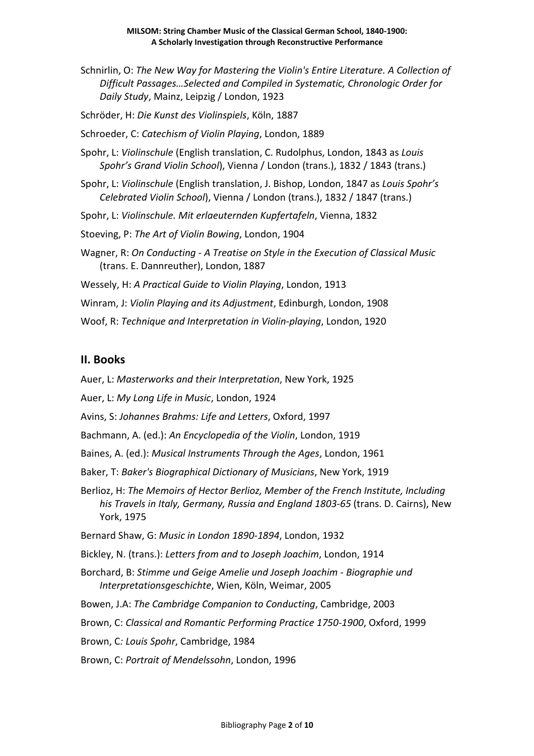Schnirlin, O: *The New Way for Mastering the Violin's Entire Literature. A Collection of Difficult Passages…Selected and Compiled in Systematic, Chronologic Order for Daily Study*, Mainz, Leipzig / London, 1923

Schröder, H: *Die Kunst des Violinspiels*, Köln, 1887

Schroeder, C: *Catechism of Violin Playing*, London, 1889

Spohr, L: *Violinschule* (English translation, C. Rudolphus, London, 1843 as *Louis Spohr's Grand Violin School*), Vienna / London (trans.), 1832 / 1843 (trans.)

Spohr, L: *Violinschule* (English translation, J. Bishop, London, 1847 as *Louis Spohr's Celebrated Violin School*), Vienna / London (trans.), 1832 / 1847 (trans.)

Spohr, L: *Violinschule. Mit erlaeuternden Kupfertafeln*, Vienna, 1832

Stoeving, P: *The Art of Violin Bowing*, London, 1904

Wagner, R: *On Conducting - A Treatise on Style in the Execution of Classical Music* (trans. E. Dannreuther), London, 1887

Wessely, H: *A Practical Guide to Violin Playing*, London, 1913

Winram, J: *Violin Playing and its Adjustment*, Edinburgh, London, 1908

Woof, R: *Technique and Interpretation in Violin-playing*, London, 1920

## II. Books

Auer, L: *Masterworks and their Interpretation*, New York, 1925

Auer, L: *My Long Life in Music*, London, 1924

Avins, S: *Johannes Brahms: Life and Letters*, Oxford, 1997

Bachmann, A. (ed.): *An Encyclopedia of the Violin*, London, 1919

Baines, A. (ed.): *Musical Instruments Through the Ages*, London, 1961

Baker, T: *Baker's Biographical Dictionary of Musicians*, New York, 1919

Berlioz, H: *The Memoirs of Hector Berlioz, Member of the French Institute, Including his Travels in Italy, Germany, Russia and England 1803-65* (trans. D. Cairns), New York, 1975

Bernard Shaw, G: *Music in London 1890-1894*, London, 1932

Bickley, N. (trans.): *Letters from and to Joseph Joachim*, London, 1914

Borchard, B: *Stimme und Geige Amelie und Joseph Joachim - Biographie und Interpretationsgeschichte*, Wien, Köln, Weimar, 2005

Bowen, J.A: *The Cambridge Companion to Conducting*, Cambridge, 2003

Brown, C: *Classical and Romantic Performing Practice 1750-1900*, Oxford, 1999

Brown, C: *Louis Spohr*, Cambridge, 1984

Brown, C: *Portrait of Mendelssohn*, London, 1996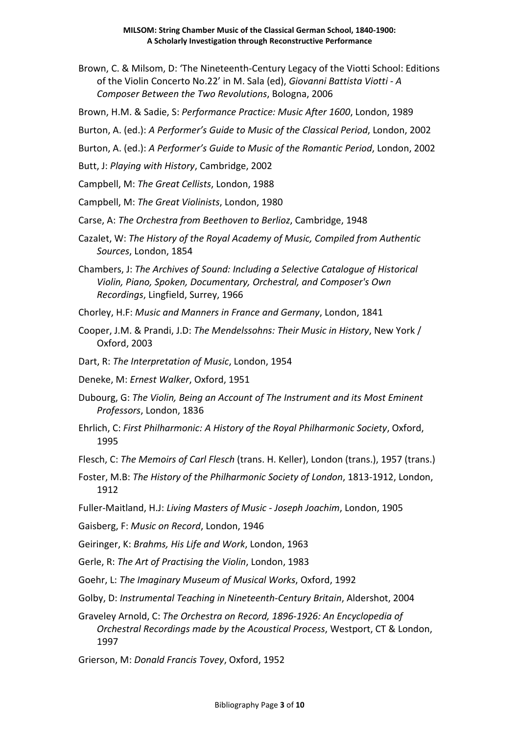Brown, C. & Milsom, D: 'The Nineteenth-Century Legacy of the Viotti School: Editions of the Violin Concerto No.22' in M. Sala (ed), *Giovanni Battista Viotti - A Composer Between the Two Revolutions*, Bologna, 2006

Brown, H.M. & Sadie, S: *Performance Practice: Music After 1600*, London, 1989

Burton, A. (ed.): *A Performer's Guide to Music of the Classical Period*, London, 2002

Burton, A. (ed.): *A Performer's Guide to Music of the Romantic Period*, London, 2002

Butt, J: *Playing with History*, Cambridge, 2002

Campbell, M: *The Great Cellists*, London, 1988

Campbell, M: *The Great Violinists*, London, 1980

Carse, A: *The Orchestra from Beethoven to Berlioz*, Cambridge, 1948

Cazalet, W: *The History of the Royal Academy of Music, Compiled from Authentic Sources*, London, 1854

Chambers, J: *The Archives of Sound: Including a Selective Catalogue of Historical Violin, Piano, Spoken, Documentary, Orchestral, and Composer's Own Recordings*, Lingfield, Surrey, 1966

Chorley, H.F: *Music and Manners in France and Germany*, London, 1841

Cooper, J.M. & Prandi, J.D: *The Mendelssohns: Their Music in History*, New York / Oxford, 2003

Dart, R: *The Interpretation of Music*, London, 1954

Deneke, M: *Ernest Walker*, Oxford, 1951

Dubourg, G: *The Violin, Being an Account of The Instrument and its Most Eminent Professors*, London, 1836

Ehrlich, C: *First Philharmonic: A History of the Royal Philharmonic Society*, Oxford, 1995

Flesch, C: *The Memoirs of Carl Flesch* (trans. H. Keller), London (trans.), 1957 (trans.)

Foster, M.B: *The History of the Philharmonic Society of London*, 1813-1912, London, 1912

Fuller-Maitland, H.J: *Living Masters of Music - Joseph Joachim*, London, 1905

Gaisberg, F: *Music on Record*, London, 1946

Geiringer, K: *Brahms, His Life and Work*, London, 1963

Gerle, R: *The Art of Practising the Violin*, London, 1983

Goehr, L: *The Imaginary Museum of Musical Works*, Oxford, 1992

Golby, D: *Instrumental Teaching in Nineteenth-Century Britain*, Aldershot, 2004

Graveley Arnold, C: *The Orchestra on Record, 1896-1926: An Encyclopedia of Orchestral Recordings made by the Acoustical Process*, Westport, CT & London, 1997

Grierson, M: *Donald Francis Tovey*, Oxford, 1952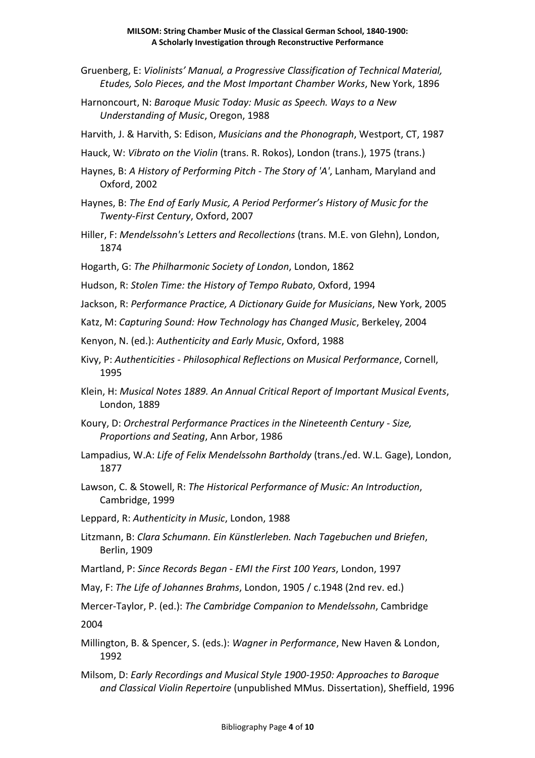Gruenberg, E: *Violinists' Manual, a Progressive Classification of Technical Material, Etudes, Solo Pieces, and the Most Important Chamber Works*, New York, 1896

Harnoncourt, N: *Baroque Music Today: Music as Speech. Ways to a New Understanding of Music*, Oregon, 1988

Harvith, J. & Harvith, S: Edison, *Musicians and the Phonograph*, Westport, CT, 1987

Hauck, W: *Vibrato on the Violin* (trans. R. Rokos), London (trans.), 1975 (trans.)

Haynes, B: *A History of Performing Pitch - The Story of 'A'*, Lanham, Maryland and Oxford, 2002

Haynes, B: *The End of Early Music, A Period Performer's History of Music for the Twenty-First Century*, Oxford, 2007

Hiller, F: *Mendelssohn's Letters and Recollections* (trans. M.E. von Glehn), London, 1874

Hogarth, G: *The Philharmonic Society of London*, London, 1862

Hudson, R: *Stolen Time: the History of Tempo Rubato*, Oxford, 1994

Jackson, R: *Performance Practice, A Dictionary Guide for Musicians*, New York, 2005

Katz, M: *Capturing Sound: How Technology has Changed Music*, Berkeley, 2004

Kenyon, N. (ed.): *Authenticity and Early Music*, Oxford, 1988

Kivy, P: *Authenticities - Philosophical Reflections on Musical Performance*, Cornell, 1995

Klein, H: *Musical Notes 1889. An Annual Critical Report of Important Musical Events*, London, 1889

Koury, D: *Orchestral Performance Practices in the Nineteenth Century - Size, Proportions and Seating*, Ann Arbor, 1986

Lampadius, W.A: *Life of Felix Mendelssohn Bartholdy* (trans./ed. W.L. Gage), London, 1877

Lawson, C. & Stowell, R: *The Historical Performance of Music: An Introduction*, Cambridge, 1999

Leppard, R: *Authenticity in Music*, London, 1988

Litzmann, B: *Clara Schumann. Ein Künstlerleben. Nach Tagebuchen und Briefen*, Berlin, 1909

Martland, P: *Since Records Began - EMI the First 100 Years*, London, 1997

May, F: *The Life of Johannes Brahms*, London, 1905 / c.1948 (2nd rev. ed.)

Mercer-Taylor, P. (ed.): *The Cambridge Companion to Mendelssohn*, Cambridge 2004

Millington, B. & Spencer, S. (eds.): *Wagner in Performance*, New Haven & London, 1992

Milsom, D: *Early Recordings and Musical Style 1900-1950: Approaches to Baroque and Classical Violin Repertoire* (unpublished MMus. Dissertation), Sheffield, 1996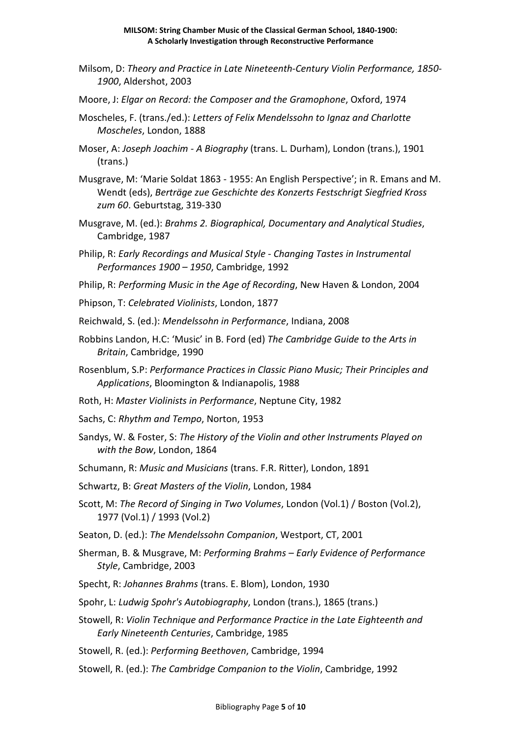Milsom, D: *Theory and Practice in Late Nineteenth-Century Violin Performance, 1850-1900*, Aldershot, 2003

Moore, J: *Elgar on Record: the Composer and the Gramophone*, Oxford, 1974

Moscheles, F. (trans./ed.): *Letters of Felix Mendelssohn to Ignaz and Charlotte Moscheles*, London, 1888

Moser, A: *Joseph Joachim - A Biography* (trans. L. Durham), London (trans.), 1901 (trans.)

Musgrave, M: 'Marie Soldat 1863 - 1955: An English Perspective'; in R. Emans and M. Wendt (eds), *Berträge zue Geschichte des Konzerts Festschrigt Siegfried Kross zum 60*. Geburtstag, 319-330

Musgrave, M. (ed.): *Brahms 2. Biographical, Documentary and Analytical Studies*, Cambridge, 1987

Philip, R: *Early Recordings and Musical Style - Changing Tastes in Instrumental Performances 1900 – 1950*, Cambridge, 1992

Philip, R: *Performing Music in the Age of Recording*, New Haven & London, 2004

Phipson, T: *Celebrated Violinists*, London, 1877

Reichwald, S. (ed.): *Mendelssohn in Performance*, Indiana, 2008

Robbins Landon, H.C: 'Music' in B. Ford (ed) *The Cambridge Guide to the Arts in Britain*, Cambridge, 1990

Rosenblum, S.P: *Performance Practices in Classic Piano Music; Their Principles and Applications*, Bloomington & Indianapolis, 1988

Roth, H: *Master Violinists in Performance*, Neptune City, 1982

Sachs, C: *Rhythm and Tempo*, Norton, 1953

Sandys, W. & Foster, S: *The History of the Violin and other Instruments Played on with the Bow*, London, 1864

Schumann, R: *Music and Musicians* (trans. F.R. Ritter), London, 1891

Schwartz, B: *Great Masters of the Violin*, London, 1984

Scott, M: *The Record of Singing in Two Volumes*, London (Vol.1) / Boston (Vol.2), 1977 (Vol.1) / 1993 (Vol.2)

Seaton, D. (ed.): *The Mendelssohn Companion*, Westport, CT, 2001

Sherman, B. & Musgrave, M: *Performing Brahms – Early Evidence of Performance Style*, Cambridge, 2003

Specht, R: *Johannes Brahms* (trans. E. Blom), London, 1930

Spohr, L: *Ludwig Spohr's Autobiography*, London (trans.), 1865 (trans.)

Stowell, R: *Violin Technique and Performance Practice in the Late Eighteenth and Early Nineteenth Centuries*, Cambridge, 1985

Stowell, R. (ed.): *Performing Beethoven*, Cambridge, 1994

Stowell, R. (ed.): *The Cambridge Companion to the Violin*, Cambridge, 1992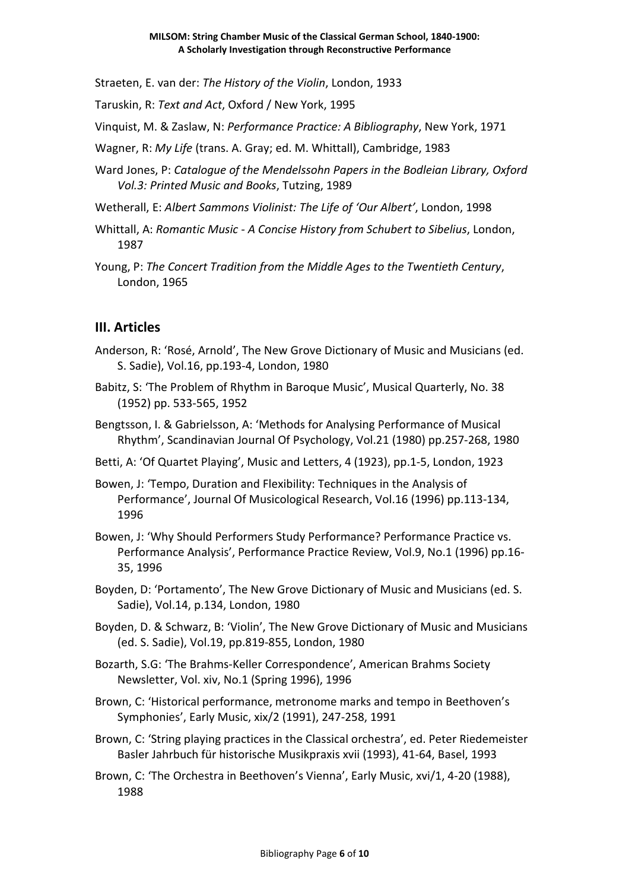Straeten, E. van der: *The History of the Violin*, London, 1933

Taruskin, R: *Text and Act*, Oxford / New York, 1995

Vinquist, M. & Zaslaw, N: *Performance Practice: A Bibliography*, New York, 1971

Wagner, R: *My Life* (trans. A. Gray; ed. M. Whittall), Cambridge, 1983

Ward Jones, P: *Catalogue of the Mendelssohn Papers in the Bodleian Library, Oxford Vol.3: Printed Music and Books*, Tutzing, 1989

Wetherall, E: *Albert Sammons Violinist: The Life of 'Our Albert'*, London, 1998

Whittall, A: *Romantic Music - A Concise History from Schubert to Sibelius*, London, 1987

Young, P: *The Concert Tradition from the Middle Ages to the Twentieth Century*, London, 1965

## III. Articles

Anderson, R: 'Rosé, Arnold', The New Grove Dictionary of Music and Musicians (ed. S. Sadie), Vol.16, pp.193-4, London, 1980

Babitz, S: 'The Problem of Rhythm in Baroque Music', Musical Quarterly, No. 38 (1952) pp. 533-565, 1952

Bengtsson, I. & Gabrielsson, A: 'Methods for Analysing Performance of Musical Rhythm', Scandinavian Journal Of Psychology, Vol.21 (1980) pp.257-268, 1980

Betti, A: 'Of Quartet Playing', Music and Letters, 4 (1923), pp.1-5, London, 1923

Bowen, J: 'Tempo, Duration and Flexibility: Techniques in the Analysis of Performance', Journal Of Musicological Research, Vol.16 (1996) pp.113-134, 1996

Bowen, J: 'Why Should Performers Study Performance? Performance Practice vs. Performance Analysis', Performance Practice Review, Vol.9, No.1 (1996) pp.16-35, 1996

Boyden, D: 'Portamento', The New Grove Dictionary of Music and Musicians (ed. S. Sadie), Vol.14, p.134, London, 1980

Boyden, D. & Schwarz, B: 'Violin', The New Grove Dictionary of Music and Musicians (ed. S. Sadie), Vol.19, pp.819-855, London, 1980

Bozarth, S.G: 'The Brahms-Keller Correspondence', American Brahms Society Newsletter, Vol. xiv, No.1 (Spring 1996), 1996

Brown, C: 'Historical performance, metronome marks and tempo in Beethoven's Symphonies', Early Music, xix/2 (1991), 247-258, 1991

Brown, C: 'String playing practices in the Classical orchestra', ed. Peter Riedemeister Basler Jahrbuch für historische Musikpraxis xvii (1993), 41-64, Basel, 1993

Brown, C: 'The Orchestra in Beethoven's Vienna', Early Music, xvi/1, 4-20 (1988), 1988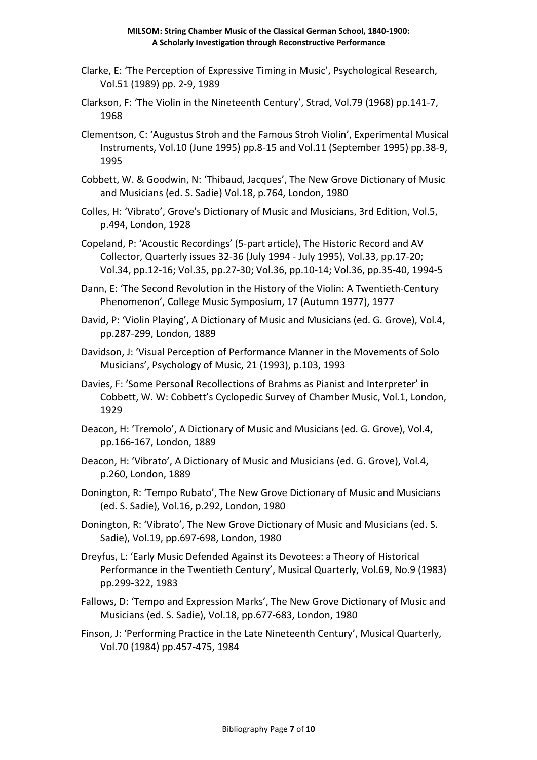Clarke, E: 'The Perception of Expressive Timing in Music', Psychological Research, Vol.51 (1989) pp. 2-9, 1989

Clarkson, F: 'The Violin in the Nineteenth Century', Strad, Vol.79 (1968) pp.141-7, 1968

Clementson, C: 'Augustus Stroh and the Famous Stroh Violin', Experimental Musical Instruments, Vol.10 (June 1995) pp.8-15 and Vol.11 (September 1995) pp.38-9, 1995

Cobbett, W. & Goodwin, N: 'Thibaud, Jacques', The New Grove Dictionary of Music and Musicians (ed. S. Sadie) Vol.18, p.764, London, 1980

Colles, H: 'Vibrato', Grove's Dictionary of Music and Musicians, 3rd Edition, Vol.5, p.494, London, 1928

Copeland, P: 'Acoustic Recordings' (5-part article), The Historic Record and AV Collector, Quarterly issues 32-36 (July 1994 - July 1995), Vol.33, pp.17-20; Vol.34, pp.12-16; Vol.35, pp.27-30; Vol.36, pp.10-14; Vol.36, pp.35-40, 1994-5

Dann, E: 'The Second Revolution in the History of the Violin: A Twentieth-Century Phenomenon', College Music Symposium, 17 (Autumn 1977), 1977

David, P: 'Violin Playing', A Dictionary of Music and Musicians (ed. G. Grove), Vol.4, pp.287-299, London, 1889

Davidson, J: 'Visual Perception of Performance Manner in the Movements of Solo Musicians', Psychology of Music, 21 (1993), p.103, 1993

Davies, F: 'Some Personal Recollections of Brahms as Pianist and Interpreter' in Cobbett, W. W: Cobbett's Cyclopedic Survey of Chamber Music, Vol.1, London, 1929

Deacon, H: 'Tremolo', A Dictionary of Music and Musicians (ed. G. Grove), Vol.4, pp.166-167, London, 1889

Deacon, H: 'Vibrato', A Dictionary of Music and Musicians (ed. G. Grove), Vol.4, p.260, London, 1889

Donington, R: 'Tempo Rubato', The New Grove Dictionary of Music and Musicians (ed. S. Sadie), Vol.16, p.292, London, 1980

Donington, R: 'Vibrato', The New Grove Dictionary of Music and Musicians (ed. S. Sadie), Vol.19, pp.697-698, London, 1980

Dreyfus, L: 'Early Music Defended Against its Devotees: a Theory of Historical Performance in the Twentieth Century', Musical Quarterly, Vol.69, No.9 (1983) pp.299-322, 1983

Fallows, D: 'Tempo and Expression Marks', The New Grove Dictionary of Music and Musicians (ed. S. Sadie), Vol.18, pp.677-683, London, 1980

Finson, J: 'Performing Practice in the Late Nineteenth Century', Musical Quarterly, Vol.70 (1984) pp.457-475, 1984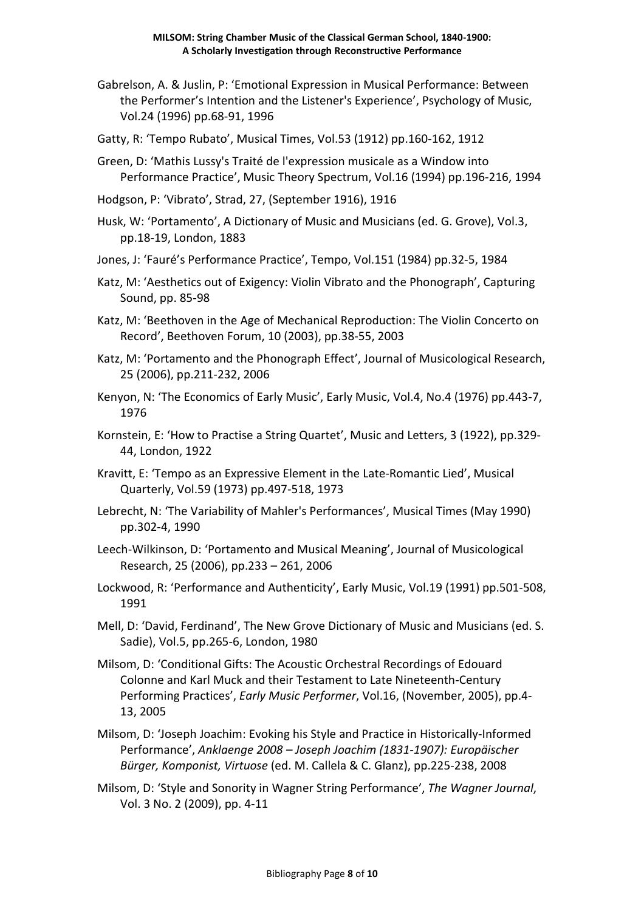Gabrelson, A. & Juslin, P: 'Emotional Expression in Musical Performance: Between the Performer's Intention and the Listener's Experience', Psychology of Music, Vol.24 (1996) pp.68-91, 1996

Gatty, R: 'Tempo Rubato', Musical Times, Vol.53 (1912) pp.160-162, 1912

Green, D: 'Mathis Lussy's Traité de l'expression musicale as a Window into Performance Practice', Music Theory Spectrum, Vol.16 (1994) pp.196-216, 1994

Hodgson, P: 'Vibrato', Strad, 27, (September 1916), 1916

Husk, W: 'Portamento', A Dictionary of Music and Musicians (ed. G. Grove), Vol.3, pp.18-19, London, 1883

Jones, J: 'Fauré's Performance Practice', Tempo, Vol.151 (1984) pp.32-5, 1984

Katz, M: 'Aesthetics out of Exigency: Violin Vibrato and the Phonograph', Capturing Sound, pp. 85-98

Katz, M: 'Beethoven in the Age of Mechanical Reproduction: The Violin Concerto on Record', Beethoven Forum, 10 (2003), pp.38-55, 2003

Katz, M: 'Portamento and the Phonograph Effect', Journal of Musicological Research, 25 (2006), pp.211-232, 2006

Kenyon, N: 'The Economics of Early Music', Early Music, Vol.4, No.4 (1976) pp.443-7, 1976

Kornstein, E: 'How to Practise a String Quartet', Music and Letters, 3 (1922), pp.329-44, London, 1922

Kravitt, E: 'Tempo as an Expressive Element in the Late-Romantic Lied', Musical Quarterly, Vol.59 (1973) pp.497-518, 1973

Lebrecht, N: 'The Variability of Mahler's Performances', Musical Times (May 1990) pp.302-4, 1990

Leech-Wilkinson, D: 'Portamento and Musical Meaning', Journal of Musicological Research, 25 (2006), pp.233 – 261, 2006

Lockwood, R: 'Performance and Authenticity', Early Music, Vol.19 (1991) pp.501-508, 1991

Mell, D: 'David, Ferdinand', The New Grove Dictionary of Music and Musicians (ed. S. Sadie), Vol.5, pp.265-6, London, 1980

Milsom, D: 'Conditional Gifts: The Acoustic Orchestral Recordings of Edouard Colonne and Karl Muck and their Testament to Late Nineteenth-Century Performing Practices', *Early Music Performer*, Vol.16, (November, 2005), pp.4-13, 2005

Milsom, D: 'Joseph Joachim: Evoking his Style and Practice in Historically-Informed Performance', *Anklaenge 2008 – Joseph Joachim (1831-1907): Europäischer Bürger, Komponist, Virtuose* (ed. M. Callela & C. Glanz), pp.225-238, 2008

Milsom, D: 'Style and Sonority in Wagner String Performance', *The Wagner Journal*, Vol. 3 No. 2 (2009), pp. 4-11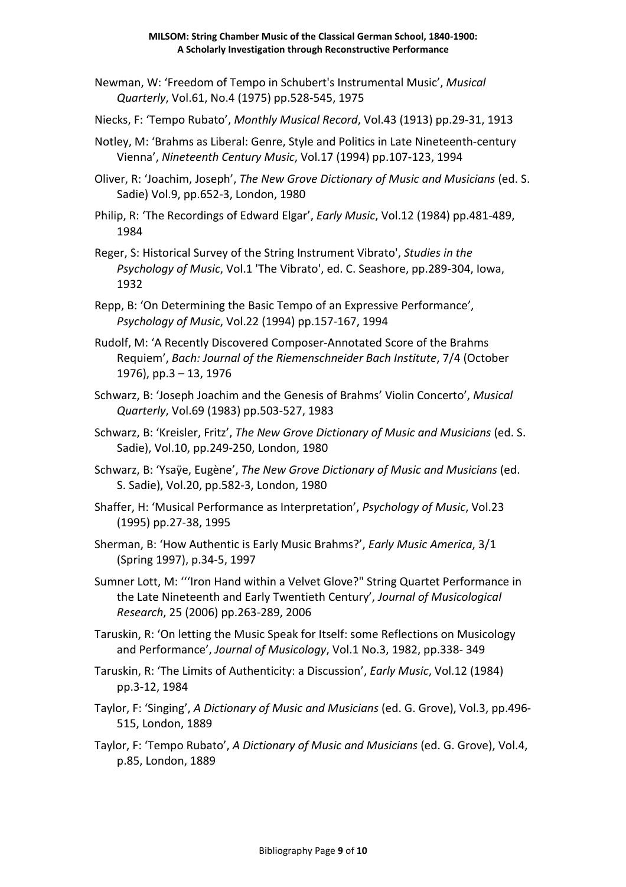Newman, W: 'Freedom of Tempo in Schubert's Instrumental Music', *Musical Quarterly*, Vol.61, No.4 (1975) pp.528-545, 1975

Niecks, F: 'Tempo Rubato', *Monthly Musical Record*, Vol.43 (1913) pp.29-31, 1913

Notley, M: 'Brahms as Liberal: Genre, Style and Politics in Late Nineteenth-century Vienna', *Nineteenth Century Music*, Vol.17 (1994) pp.107-123, 1994

Oliver, R: 'Joachim, Joseph', *The New Grove Dictionary of Music and Musicians* (ed. S. Sadie) Vol.9, pp.652-3, London, 1980

Philip, R: 'The Recordings of Edward Elgar', *Early Music*, Vol.12 (1984) pp.481-489, 1984

Reger, S: Historical Survey of the String Instrument Vibrato', *Studies in the Psychology of Music*, Vol.1 'The Vibrato', ed. C. Seashore, pp.289-304, Iowa, 1932

Repp, B: 'On Determining the Basic Tempo of an Expressive Performance', *Psychology of Music*, Vol.22 (1994) pp.157-167, 1994

Rudolf, M: 'A Recently Discovered Composer-Annotated Score of the Brahms Requiem', *Bach: Journal of the Riemenschneider Bach Institute*, 7/4 (October 1976), pp.3 – 13, 1976

Schwarz, B: 'Joseph Joachim and the Genesis of Brahms' Violin Concerto', *Musical Quarterly*, Vol.69 (1983) pp.503-527, 1983

Schwarz, B: 'Kreisler, Fritz', *The New Grove Dictionary of Music and Musicians* (ed. S. Sadie), Vol.10, pp.249-250, London, 1980

Schwarz, B: 'Ysaÿe, Eugène', *The New Grove Dictionary of Music and Musicians* (ed. S. Sadie), Vol.20, pp.582-3, London, 1980

Shaffer, H: 'Musical Performance as Interpretation', *Psychology of Music*, Vol.23 (1995) pp.27-38, 1995

Sherman, B: 'How Authentic is Early Music Brahms?', *Early Music America*, 3/1 (Spring 1997), p.34-5, 1997

Sumner Lott, M: '"Iron Hand within a Velvet Glove?" String Quartet Performance in the Late Nineteenth and Early Twentieth Century', *Journal of Musicological Research*, 25 (2006) pp.263-289, 2006

Taruskin, R: 'On letting the Music Speak for Itself: some Reflections on Musicology and Performance', *Journal of Musicology*, Vol.1 No.3, 1982, pp.338- 349

Taruskin, R: 'The Limits of Authenticity: a Discussion', *Early Music*, Vol.12 (1984) pp.3-12, 1984

Taylor, F: 'Singing', *A Dictionary of Music and Musicians* (ed. G. Grove), Vol.3, pp.496-515, London, 1889

Taylor, F: 'Tempo Rubato', *A Dictionary of Music and Musicians* (ed. G. Grove), Vol.4, p.85, London, 1889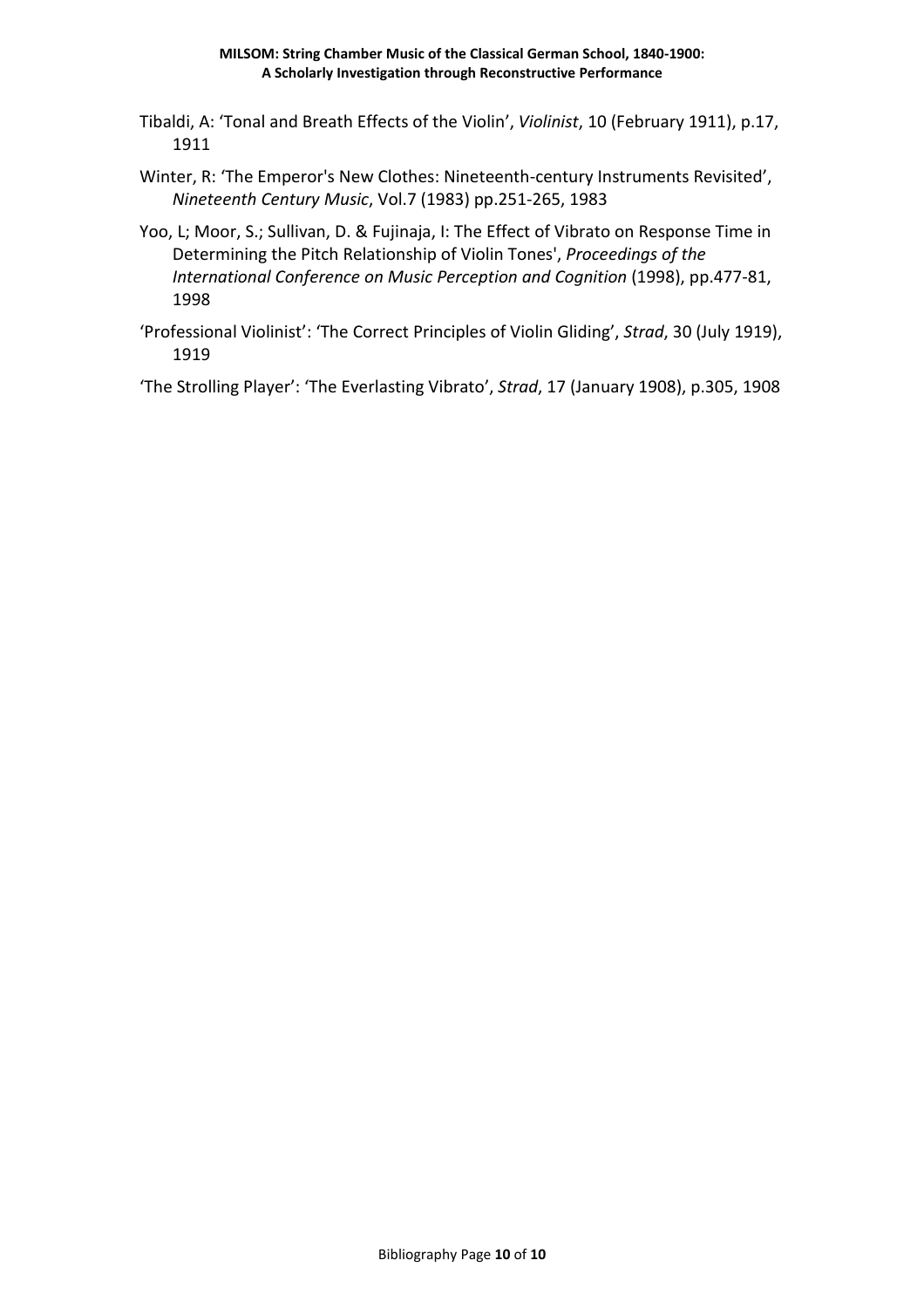Tibaldi, A: 'Tonal and Breath Effects of the Violin', *Violinist*, 10 (February 1911), p.17, 1911

Winter, R: 'The Emperor's New Clothes: Nineteenth-century Instruments Revisited', *Nineteenth Century Music*, Vol.7 (1983) pp.251-265, 1983

Yoo, L; Moor, S.; Sullivan, D. & Fujinaja, I: The Effect of Vibrato on Response Time in Determining the Pitch Relationship of Violin Tones', *Proceedings of the International Conference on Music Perception and Cognition* (1998), pp.477-81, 1998

'Professional Violinist': 'The Correct Principles of Violin Gliding', *Strad*, 30 (July 1919), 1919

'The Strolling Player': 'The Everlasting Vibrato', *Strad*, 17 (January 1908), p.305, 1908